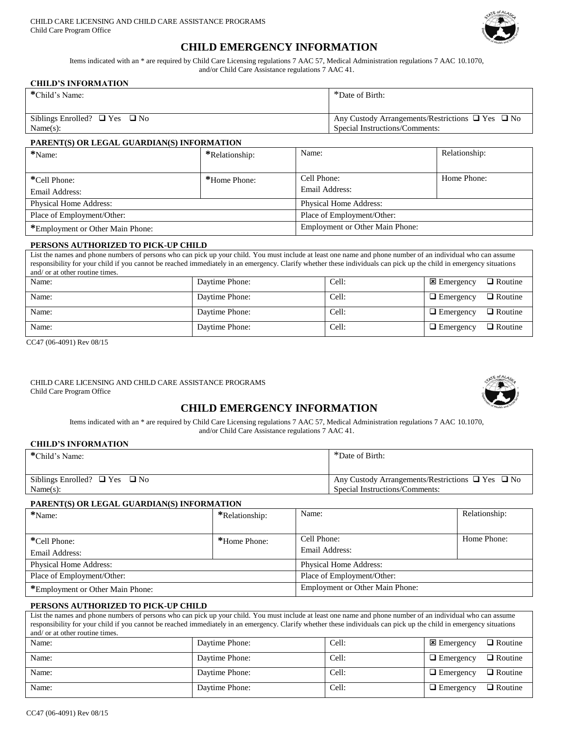CHILD CARE LICENSING AND CHILD CARE ASSISTANCE PROGRAMS
Child Care Program Office

# CHILD EMERGENCY INFORMATION

Items indicated with an * are required by Child Care Licensing regulations 7 AAC 57, Medical Administration regulations 7 AAC 10.1070, and/or Child Care Assistance regulations 7 AAC 41.

### CHILD'S INFORMATION

| *Child's Name: | *Date of Birth: |
|---|---|
| Siblings Enrolled? ❑ Yes ❑ No<br>Name(s): | Any Custody Arrangements/Restrictions ❑ Yes ❑ No<br>Special Instructions/Comments: |

### PARENT(S) OR LEGAL GUARDIAN(S) INFORMATION

| *Name: | *Relationship: | Name: | Relationship: |
|---|---|---|---|
| *Cell Phone:<br>Email Address: | *Home Phone: | Cell Phone:<br>Email Address: | Home Phone: |
| Physical Home Address: | | Physical Home Address: | |
| Place of Employment/Other: | | Place of Employment/Other: | |
| *Employment or Other Main Phone: | | Employment or Other Main Phone: | |

### PERSONS AUTHORIZED TO PICK-UP CHILD

List the names and phone numbers of persons who can pick up your child. You must include at least one name and phone number of an individual who can assume responsibility for your child if you cannot be reached immediately in an emergency. Clarify whether these individuals can pick up the child in emergency situations and/ or at other routine times.

| Name: | Daytime Phone: | Cell: | ☒ Emergency ❑ Routine |
|---|---|---|---|
| Name: | Daytime Phone: | Cell: | ❑ Emergency ❑ Routine |
| Name: | Daytime Phone: | Cell: | ❑ Emergency ❑ Routine |
| Name: | Daytime Phone: | Cell: | ❑ Emergency ❑ Routine |

CC47 (06-4091) Rev 08/15

CHILD CARE LICENSING AND CHILD CARE ASSISTANCE PROGRAMS
Child Care Program Office

# CHILD EMERGENCY INFORMATION

Items indicated with an * are required by Child Care Licensing regulations 7 AAC 57, Medical Administration regulations 7 AAC 10.1070, and/or Child Care Assistance regulations 7 AAC 41.

### CHILD'S INFORMATION

| *Child's Name: | *Date of Birth: |
|---|---|
| Siblings Enrolled? ❑ Yes ❑ No<br>Name(s): | Any Custody Arrangements/Restrictions ❑ Yes ❑ No<br>Special Instructions/Comments: |

### PARENT(S) OR LEGAL GUARDIAN(S) INFORMATION

| *Name: | *Relationship: | Name: | Relationship: |
|---|---|---|---|
| *Cell Phone:<br>Email Address: | *Home Phone: | Cell Phone:<br>Email Address: | Home Phone: |
| Physical Home Address: | | Physical Home Address: | |
| Place of Employment/Other: | | Place of Employment/Other: | |
| *Employment or Other Main Phone: | | Employment or Other Main Phone: | |

### PERSONS AUTHORIZED TO PICK-UP CHILD

List the names and phone numbers of persons who can pick up your child. You must include at least one name and phone number of an individual who can assume responsibility for your child if you cannot be reached immediately in an emergency. Clarify whether these individuals can pick up the child in emergency situations and/ or at other routine times.

| Name: | Daytime Phone: | Cell: | ☒ Emergency ❑ Routine |
|---|---|---|---|
| Name: | Daytime Phone: | Cell: | ❑ Emergency ❑ Routine |
| Name: | Daytime Phone: | Cell: | ❑ Emergency ❑ Routine |
| Name: | Daytime Phone: | Cell: | ❑ Emergency ❑ Routine |

CC47 (06-4091) Rev 08/15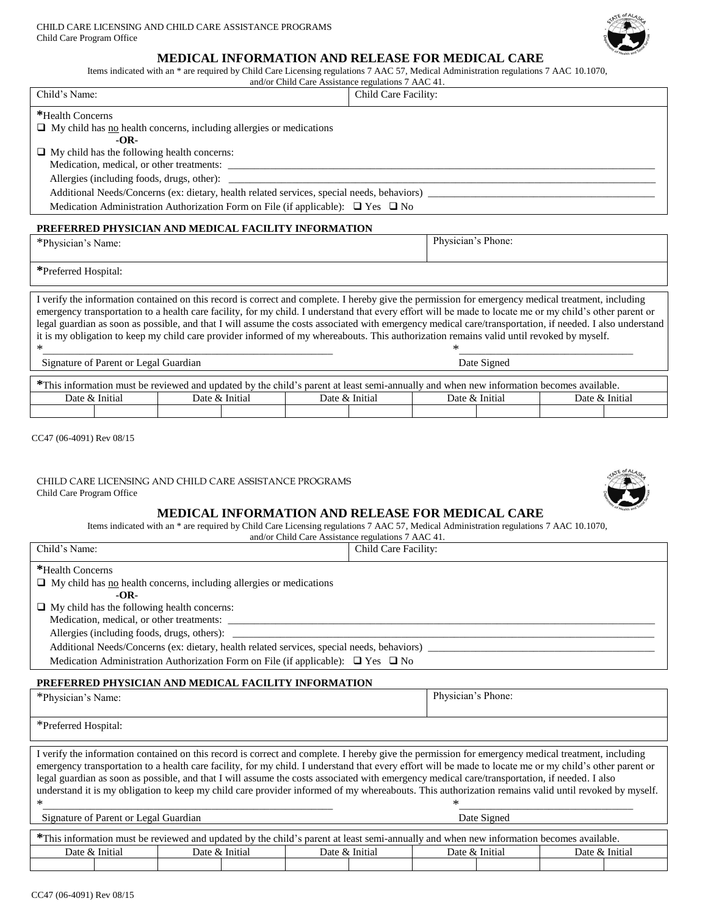CHILD CARE LICENSING AND CHILD CARE ASSISTANCE PROGRAMS
Child Care Program Office

# MEDICAL INFORMATION AND RELEASE FOR MEDICAL CARE

Items indicated with an * are required by Child Care Licensing regulations 7 AAC 57, Medical Administration regulations 7 AAC 10.1070, and/or Child Care Assistance regulations 7 AAC 41.

| | |
|---|---|
| Child's Name: | Child Care Facility: |

*Health Concerns

❑ My child has no health concerns, including allergies or medications

**-OR-**

❑ My child has the following health concerns:

Medication, medical, or other treatments: ______________________________

Allergies (including foods, drugs, other): ______________________________

Additional Needs/Concerns (ex: dietary, health related services, special needs, behaviors) ______________________________

Medication Administration Authorization Form on File (if applicable): ❑ Yes ❑ No

**PREFERRED PHYSICIAN AND MEDICAL FACILITY INFORMATION**

| | |
|---|---|
| *Physician's Name: | Physician's Phone: |
| *Preferred Hospital: | |

I verify the information contained on this record is correct and complete. I hereby give the permission for emergency medical treatment, including emergency transportation to a health care facility, for my child. I understand that every effort will be made to locate me or my child's other parent or legal guardian as soon as possible, and that I will assume the costs associated with emergency medical care/transportation, if needed. I also understand it is my obligation to keep my child care provider informed of my whereabouts. This authorization remains valid until revoked by myself.

*______________________________ *______________________________

Signature of Parent or Legal Guardian Date Signed

*This information must be reviewed and updated by the child's parent at least semi-annually and when new information becomes available.

| Date & Initial | | Date & Initial | | Date & Initial | | Date & Initial | | Date & Initial | |
|---|---|---|---|---|---|---|---|---|---|
| | | | | | | | | | |

CC47 (06-4091) Rev 08/15

CHILD CARE LICENSING AND CHILD CARE ASSISTANCE PROGRAMS
Child Care Program Office

# MEDICAL INFORMATION AND RELEASE FOR MEDICAL CARE

Items indicated with an * are required by Child Care Licensing regulations 7 AAC 57, Medical Administration regulations 7 AAC 10.1070, and/or Child Care Assistance regulations 7 AAC 41.

| | |
|---|---|
| Child's Name: | Child Care Facility: |

*Health Concerns

❑ My child has no health concerns, including allergies or medications

**-OR-**

❑ My child has the following health concerns:

Medication, medical, or other treatments: ______________________________

Allergies (including foods, drugs, others): ______________________________

Additional Needs/Concerns (ex: dietary, health related services, special needs, behaviors) ______________________________

Medication Administration Authorization Form on File (if applicable): ❑ Yes ❑ No

**PREFERRED PHYSICIAN AND MEDICAL FACILITY INFORMATION**

| | |
|---|---|
| *Physician's Name: | Physician's Phone: |
| *Preferred Hospital: | |

I verify the information contained on this record is correct and complete. I hereby give the permission for emergency medical treatment, including emergency transportation to a health care facility, for my child. I understand that every effort will be made to locate me or my child's other parent or legal guardian as soon as possible, and that I will assume the costs associated with emergency medical care/transportation, if needed. I also understand it is my obligation to keep my child care provider informed of my whereabouts. This authorization remains valid until revoked by myself.

*______________________________ *______________________________

Signature of Parent or Legal Guardian Date Signed

*This information must be reviewed and updated by the child's parent at least semi-annually and when new information becomes available.

| Date & Initial | | Date & Initial | | Date & Initial | | Date & Initial | | Date & Initial | |
|---|---|---|---|---|---|---|---|---|---|
| | | | | | | | | | |

CC47 (06-4091) Rev 08/15